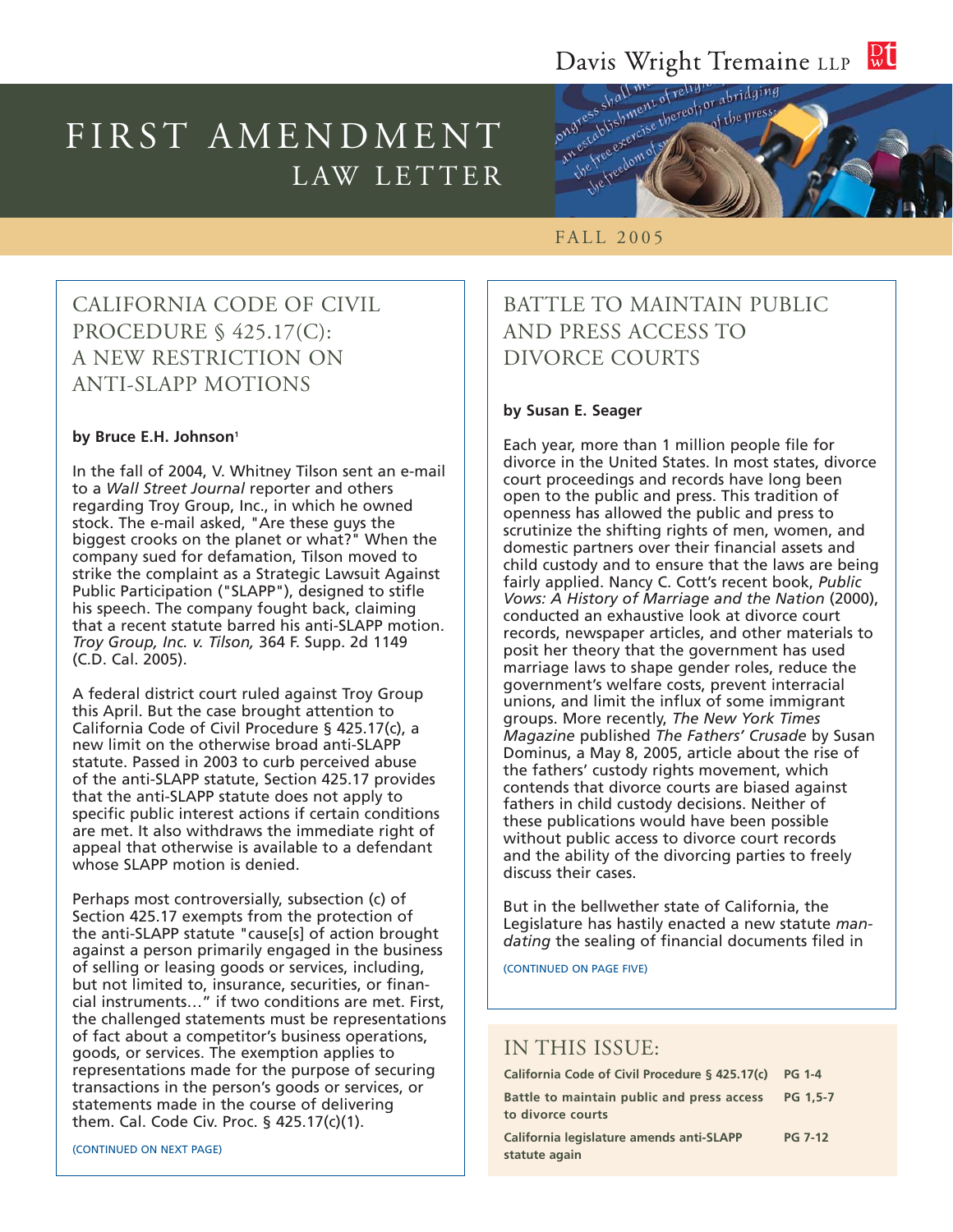Davis Wright Tremaine LLP

# FIRST AMENDMENT LAW LETTER

FALL 2005

## CALIFORNIA CODE OF CIVIL PROCEDURE § 425.17(C): A NEW RESTRICTION ON ANTI-SLAPP MOTIONS

**by Bruce E.H. Johnson[1]**

In the fall of 2004, V. Whitney Tilson sent an e-mail to a *Wall Street Journal* reporter and others regarding Troy Group, Inc., in which he owned stock. The e-mail asked, "Are these guys the biggest crooks on the planet or what?" When the company sued for defamation, Tilson moved to strike the complaint as a Strategic Lawsuit Against Public Participation ("SLAPP"), designed to stifle his speech. The company fought back, claiming that a recent statute barred his anti-SLAPP motion. *Troy Group, Inc. v. Tilson,* 364 F. Supp. 2d 1149 (C.D. Cal. 2005).

A federal district court ruled against Troy Group this April. But the case brought attention to California Code of Civil Procedure § 425.17(c), a new limit on the otherwise broad anti-SLAPP statute. Passed in 2003 to curb perceived abuse of the anti-SLAPP statute, Section 425.17 provides that the anti-SLAPP statute does not apply to specific public interest actions if certain conditions are met. It also withdraws the immediate right of appeal that otherwise is available to a defendant whose SLAPP motion is denied.

Perhaps most controversially, subsection (c) of Section 425.17 exempts from the protection of the anti-SLAPP statute "cause[s] of action brought against a person primarily engaged in the business of selling or leasing goods or services, including, but not limited to, insurance, securities, or financial instruments..." if two conditions are met. First, the challenged statements must be representations of fact about a competitor's business operations, goods, or services. The exemption applies to representations made for the purpose of securing transactions in the person's goods or services, or statements made in the course of delivering them. Cal. Code Civ. Proc. § 425.17(c)(1).

(CONTINUED ON NEXT PAGE)

## BATTLE TO MAINTAIN PUBLIC AND PRESS ACCESS TO DIVORCE COURTS

**by Susan E. Seager**

Each year, more than 1 million people file for divorce in the United States. In most states, divorce court proceedings and records have long been open to the public and press. This tradition of openness has allowed the public and press to scrutinize the shifting rights of men, women, and domestic partners over their financial assets and child custody and to ensure that the laws are being fairly applied. Nancy C. Cott's recent book, *Public Vows: A History of Marriage and the Nation* (2000), conducted an exhaustive look at divorce court records, newspaper articles, and other materials to posit her theory that the government has used marriage laws to shape gender roles, reduce the government's welfare costs, prevent interracial unions, and limit the influx of some immigrant groups. More recently, *The New York Times Magazine* published *The Fathers' Crusade* by Susan Dominus, a May 8, 2005, article about the rise of the fathers' custody rights movement, which contends that divorce courts are biased against fathers in child custody decisions. Neither of these publications would have been possible without public access to divorce court records and the ability of the divorcing parties to freely discuss their cases.

But in the bellwether state of California, the Legislature has hastily enacted a new statute *mandating* the sealing of financial documents filed in

(CONTINUED ON PAGE FIVE)

## IN THIS ISSUE:

| | |
|---|---|
| California Code of Civil Procedure § 425.17(c) | PG 1-4 |
| Battle to maintain public and press access to divorce courts | PG 1,5-7 |
| California legislature amends anti-SLAPP statute again | PG 7-12 |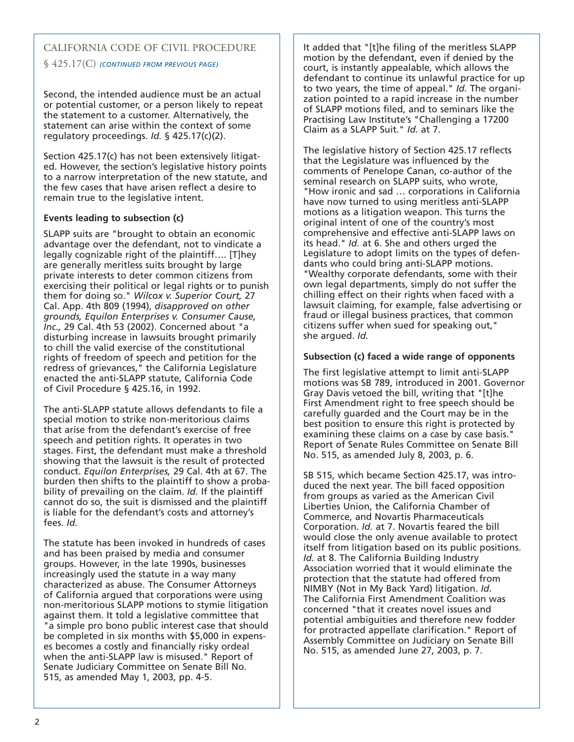## CALIFORNIA CODE OF CIVIL PROCEDURE § 425.17(C) *(CONTINUED FROM PREVIOUS PAGE)*

Second, the intended audience must be an actual or potential customer, or a person likely to repeat the statement to a customer. Alternatively, the statement can arise within the context of some regulatory proceedings. *Id.* § 425.17(c)(2).

Section 425.17(c) has not been extensively litigated. However, the section's legislative history points to a narrow interpretation of the new statute, and the few cases that have arisen reflect a desire to remain true to the legislative intent.

### Events leading to subsection (c)

SLAPP suits are "brought to obtain an economic advantage over the defendant, not to vindicate a legally cognizable right of the plaintiff…. [T]hey are generally meritless suits brought by large private interests to deter common citizens from exercising their political or legal rights or to punish them for doing so." *Wilcox v. Superior Court,* 27 Cal. App. 4th 809 (1994), *disapproved on other grounds, Equilon Enterprises v. Consumer Cause, Inc.,* 29 Cal. 4th 53 (2002). Concerned about "a disturbing increase in lawsuits brought primarily to chill the valid exercise of the constitutional rights of freedom of speech and petition for the redress of grievances," the California Legislature enacted the anti-SLAPP statute, California Code of Civil Procedure § 425.16, in 1992.

The anti-SLAPP statute allows defendants to file a special motion to strike non-meritorious claims that arise from the defendant's exercise of free speech and petition rights. It operates in two stages. First, the defendant must make a threshold showing that the lawsuit is the result of protected conduct. *Equilon Enterprises,* 29 Cal. 4th at 67. The burden then shifts to the plaintiff to show a probability of prevailing on the claim. *Id.* If the plaintiff cannot do so, the suit is dismissed and the plaintiff is liable for the defendant's costs and attorney's fees. *Id.*

The statute has been invoked in hundreds of cases and has been praised by media and consumer groups. However, in the late 1990s, businesses increasingly used the statute in a way many characterized as abuse. The Consumer Attorneys of California argued that corporations were using non-meritorious SLAPP motions to stymie litigation against them. It told a legislative committee that "a simple pro bono public interest case that should be completed in six months with $5,000 in expenses becomes a costly and financially risky ordeal when the anti-SLAPP law is misused." Report of Senate Judiciary Committee on Senate Bill No. 515, as amended May 1, 2003, pp. 4-5.

It added that "[t]he filing of the meritless SLAPP motion by the defendant, even if denied by the court, is instantly appealable, which allows the defendant to continue its unlawful practice for up to two years, the time of appeal." *Id.* The organization pointed to a rapid increase in the number of SLAPP motions filed, and to seminars like the Practising Law Institute's "Challenging a 17200 Claim as a SLAPP Suit." *Id.* at 7.

The legislative history of Section 425.17 reflects that the Legislature was influenced by the comments of Penelope Canan, co-author of the seminal research on SLAPP suits, who wrote, "How ironic and sad … corporations in California have now turned to using meritless anti-SLAPP motions as a litigation weapon. This turns the original intent of one of the country's most comprehensive and effective anti-SLAPP laws on its head." *Id.* at 6. She and others urged the Legislature to adopt limits on the types of defendants who could bring anti-SLAPP motions. "Wealthy corporate defendants, some with their own legal departments, simply do not suffer the chilling effect on their rights when faced with a lawsuit claiming, for example, false advertising or fraud or illegal business practices, that common citizens suffer when sued for speaking out," she argued. *Id.*

### Subsection (c) faced a wide range of opponents

The first legislative attempt to limit anti-SLAPP motions was SB 789, introduced in 2001. Governor Gray Davis vetoed the bill, writing that "[t]he First Amendment right to free speech should be carefully guarded and the Court may be in the best position to ensure this right is protected by examining these claims on a case by case basis." Report of Senate Rules Committee on Senate Bill No. 515, as amended July 8, 2003, p. 6.

SB 515, which became Section 425.17, was introduced the next year. The bill faced opposition from groups as varied as the American Civil Liberties Union, the California Chamber of Commerce, and Novartis Pharmaceuticals Corporation. *Id.* at 7. Novartis feared the bill would close the only avenue available to protect itself from litigation based on its public positions. *Id.* at 8. The California Building Industry Association worried that it would eliminate the protection that the statute had offered from NIMBY (Not in My Back Yard) litigation. *Id.* The California First Amendment Coalition was concerned "that it creates novel issues and potential ambiguities and therefore new fodder for protracted appellate clarification." Report of Assembly Committee on Judiciary on Senate Bill No. 515, as amended June 27, 2003, p. 7.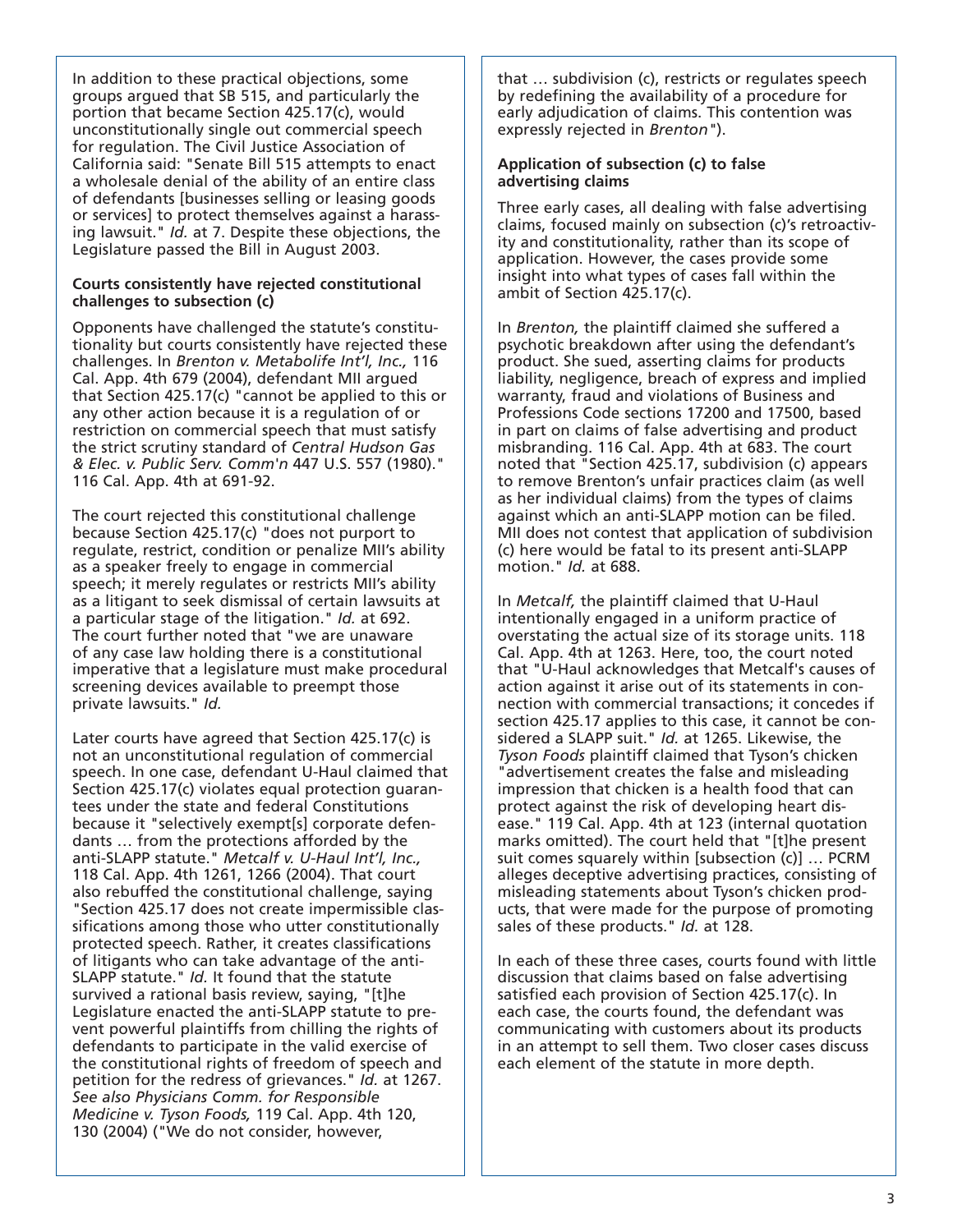In addition to these practical objections, some groups argued that SB 515, and particularly the portion that became Section 425.17(c), would unconstitutionally single out commercial speech for regulation. The Civil Justice Association of California said: "Senate Bill 515 attempts to enact a wholesale denial of the ability of an entire class of defendants [businesses selling or leasing goods or services] to protect themselves against a harassing lawsuit." *Id.* at 7. Despite these objections, the Legislature passed the Bill in August 2003.

### Courts consistently have rejected constitutional challenges to subsection (c)

Opponents have challenged the statute's constitutionality but courts consistently have rejected these challenges. In *Brenton v. Metabolife Int'l, Inc.,* 116 Cal. App. 4th 679 (2004), defendant MII argued that Section 425.17(c) "cannot be applied to this or any other action because it is a regulation of or restriction on commercial speech that must satisfy the strict scrutiny standard of *Central Hudson Gas & Elec. v. Public Serv. Comm'n* 447 U.S. 557 (1980)." 116 Cal. App. 4th at 691-92.

The court rejected this constitutional challenge because Section 425.17(c) "does not purport to regulate, restrict, condition or penalize MII's ability as a speaker freely to engage in commercial speech; it merely regulates or restricts MII's ability as a litigant to seek dismissal of certain lawsuits at a particular stage of the litigation." *Id.* at 692. The court further noted that "we are unaware of any case law holding there is a constitutional imperative that a legislature must make procedural screening devices available to preempt those private lawsuits." *Id.*

Later courts have agreed that Section 425.17(c) is not an unconstitutional regulation of commercial speech. In one case, defendant U-Haul claimed that Section 425.17(c) violates equal protection guarantees under the state and federal Constitutions because it "selectively exempt[s] corporate defendants … from the protections afforded by the anti-SLAPP statute." *Metcalf v. U-Haul Int'l, Inc.,* 118 Cal. App. 4th 1261, 1266 (2004). That court also rebuffed the constitutional challenge, saying "Section 425.17 does not create impermissible classifications among those who utter constitutionally protected speech. Rather, it creates classifications of litigants who can take advantage of the anti-SLAPP statute." *Id.* It found that the statute survived a rational basis review, saying, "[t]he Legislature enacted the anti-SLAPP statute to prevent powerful plaintiffs from chilling the rights of defendants to participate in the valid exercise of the constitutional rights of freedom of speech and petition for the redress of grievances." *Id.* at 1267. *See also Physicians Comm. for Responsible Medicine v. Tyson Foods,* 119 Cal. App. 4th 120, 130 (2004) ("We do not consider, however, that … subdivision (c), restricts or regulates speech by redefining the availability of a procedure for early adjudication of claims. This contention was expressly rejected in *Brenton*").

### Application of subsection (c) to false advertising claims

Three early cases, all dealing with false advertising claims, focused mainly on subsection (c)'s retroactivity and constitutionality, rather than its scope of application. However, the cases provide some insight into what types of cases fall within the ambit of Section 425.17(c).

In *Brenton,* the plaintiff claimed she suffered a psychotic breakdown after using the defendant's product. She sued, asserting claims for products liability, negligence, breach of express and implied warranty, fraud and violations of Business and Professions Code sections 17200 and 17500, based in part on claims of false advertising and product misbranding. 116 Cal. App. 4th at 683. The court noted that "Section 425.17, subdivision (c) appears to remove Brenton's unfair practices claim (as well as her individual claims) from the types of claims against which an anti-SLAPP motion can be filed. MII does not contest that application of subdivision (c) here would be fatal to its present anti-SLAPP motion." *Id.* at 688.

In *Metcalf,* the plaintiff claimed that U-Haul intentionally engaged in a uniform practice of overstating the actual size of its storage units. 118 Cal. App. 4th at 1263. Here, too, the court noted that "U-Haul acknowledges that Metcalf's causes of action against it arise out of its statements in connection with commercial transactions; it concedes if section 425.17 applies to this case, it cannot be considered a SLAPP suit." *Id.* at 1265. Likewise, the *Tyson Foods* plaintiff claimed that Tyson's chicken "advertisement creates the false and misleading impression that chicken is a health food that can protect against the risk of developing heart disease." 119 Cal. App. 4th at 123 (internal quotation marks omitted). The court held that "[t]he present suit comes squarely within [subsection (c)] … PCRM alleges deceptive advertising practices, consisting of misleading statements about Tyson's chicken products, that were made for the purpose of promoting sales of these products." *Id.* at 128.

In each of these three cases, courts found with little discussion that claims based on false advertising satisfied each provision of Section 425.17(c). In each case, the courts found, the defendant was communicating with customers about its products in an attempt to sell them. Two closer cases discuss each element of the statute in more depth.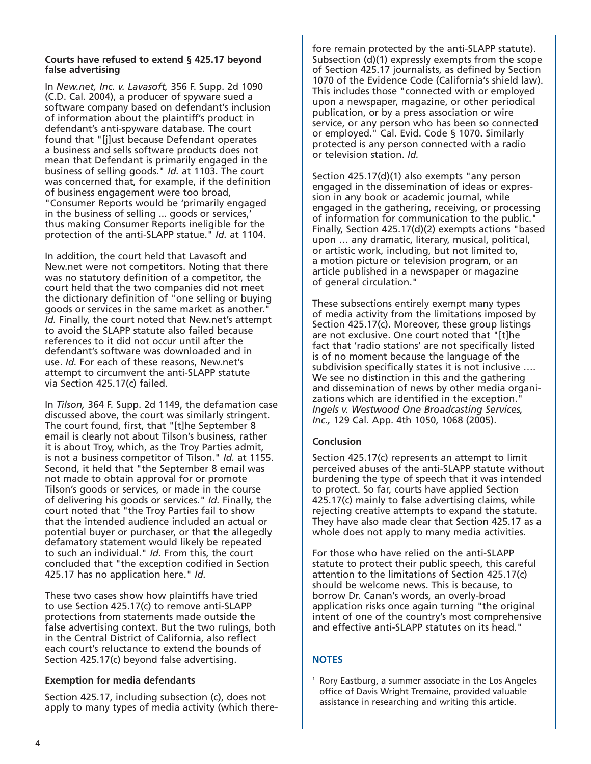**Courts have refused to extend § 425.17 beyond false advertising**

In *New.net, Inc. v. Lavasoft,* 356 F. Supp. 2d 1090 (C.D. Cal. 2004), a producer of spyware sued a software company based on defendant's inclusion of information about the plaintiff's product in defendant's anti-spyware database. The court found that "[j]ust because Defendant operates a business and sells software products does not mean that Defendant is primarily engaged in the business of selling goods." *Id.* at 1103. The court was concerned that, for example, if the definition of business engagement were too broad, "Consumer Reports would be 'primarily engaged in the business of selling ... goods or services,' thus making Consumer Reports ineligible for the protection of the anti-SLAPP statue." *Id.* at 1104.

In addition, the court held that Lavasoft and New.net were not competitors. Noting that there was no statutory definition of a competitor, the court held that the two companies did not meet the dictionary definition of "one selling or buying goods or services in the same market as another." *Id.* Finally, the court noted that New.net's attempt to avoid the SLAPP statute also failed because references to it did not occur until after the defendant's software was downloaded and in use. *Id.* For each of these reasons, New.net's attempt to circumvent the anti-SLAPP statute via Section 425.17(c) failed.

In *Tilson,* 364 F. Supp. 2d 1149, the defamation case discussed above, the court was similarly stringent. The court found, first, that "[t]he September 8 email is clearly not about Tilson's business, rather it is about Troy, which, as the Troy Parties admit, is not a business competitor of Tilson." *Id.* at 1155. Second, it held that "the September 8 email was not made to obtain approval for or promote Tilson's goods or services, or made in the course of delivering his goods or services." *Id.* Finally, the court noted that "the Troy Parties fail to show that the intended audience included an actual or potential buyer or purchaser, or that the allegedly defamatory statement would likely be repeated to such an individual." *Id.* From this, the court concluded that "the exception codified in Section 425.17 has no application here." *Id.*

These two cases show how plaintiffs have tried to use Section 425.17(c) to remove anti-SLAPP protections from statements made outside the false advertising context. But the two rulings, both in the Central District of California, also reflect each court's reluctance to extend the bounds of Section 425.17(c) beyond false advertising.

**Exemption for media defendants**

Section 425.17, including subsection (c), does not apply to many types of media activity (which therefore remain protected by the anti-SLAPP statute). Subsection (d)(1) expressly exempts from the scope of Section 425.17 journalists, as defined by Section 1070 of the Evidence Code (California's shield law). This includes those "connected with or employed upon a newspaper, magazine, or other periodical publication, or by a press association or wire service, or any person who has been so connected or employed." Cal. Evid. Code § 1070. Similarly protected is any person connected with a radio or television station. *Id.*

Section 425.17(d)(1) also exempts "any person engaged in the dissemination of ideas or expression in any book or academic journal, while engaged in the gathering, receiving, or processing of information for communication to the public." Finally, Section 425.17(d)(2) exempts actions "based upon … any dramatic, literary, musical, political, or artistic work, including, but not limited to, a motion picture or television program, or an article published in a newspaper or magazine of general circulation."

These subsections entirely exempt many types of media activity from the limitations imposed by Section 425.17(c). Moreover, these group listings are not exclusive. One court noted that "[t]he fact that 'radio stations' are not specifically listed is of no moment because the language of the subdivision specifically states it is not inclusive …. We see no distinction in this and the gathering and dissemination of news by other media organizations which are identified in the exception." *Ingels v. Westwood One Broadcasting Services, Inc.,* 129 Cal. App. 4th 1050, 1068 (2005).

**Conclusion**

Section 425.17(c) represents an attempt to limit perceived abuses of the anti-SLAPP statute without burdening the type of speech that it was intended to protect. So far, courts have applied Section 425.17(c) mainly to false advertising claims, while rejecting creative attempts to expand the statute. They have also made clear that Section 425.17 as a whole does not apply to many media activities.

For those who have relied on the anti-SLAPP statute to protect their public speech, this careful attention to the limitations of Section 425.17(c) should be welcome news. This is because, to borrow Dr. Canan's words, an overly-broad application risks once again turning "the original intent of one of the country's most comprehensive and effective anti-SLAPP statutes on its head."

**NOTES**

[1] Rory Eastburg, a summer associate in the Los Angeles office of Davis Wright Tremaine, provided valuable assistance in researching and writing this article.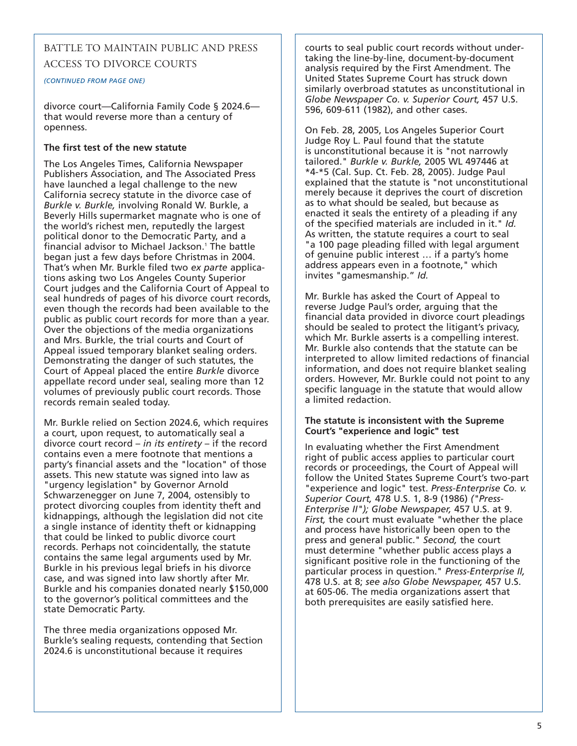## BATTLE TO MAINTAIN PUBLIC AND PRESS ACCESS TO DIVORCE COURTS

*(CONTINUED FROM PAGE ONE)*

divorce court—California Family Code § 2024.6—that would reverse more than a century of openness.

**The first test of the new statute**

The Los Angeles Times, California Newspaper Publishers Association, and The Associated Press have launched a legal challenge to the new California secrecy statute in the divorce case of *Burkle v. Burkle,* involving Ronald W. Burkle, a Beverly Hills supermarket magnate who is one of the world's richest men, reputedly the largest political donor to the Democratic Party, and a financial advisor to Michael Jackson.[1] The battle began just a few days before Christmas in 2004. That's when Mr. Burkle filed two *ex parte* applications asking two Los Angeles County Superior Court judges and the California Court of Appeal to seal hundreds of pages of his divorce court records, even though the records had been available to the public as public court records for more than a year. Over the objections of the media organizations and Mrs. Burkle, the trial courts and Court of Appeal issued temporary blanket sealing orders. Demonstrating the danger of such statutes, the Court of Appeal placed the entire *Burkle* divorce appellate record under seal, sealing more than 12 volumes of previously public court records. Those records remain sealed today.

Mr. Burkle relied on Section 2024.6, which requires a court, upon request, to automatically seal a divorce court record – *in its entirety* – if the record contains even a mere footnote that mentions a party's financial assets and the "location" of those assets. This new statute was signed into law as "urgency legislation" by Governor Arnold Schwarzenegger on June 7, 2004, ostensibly to protect divorcing couples from identity theft and kidnappings, although the legislation did not cite a single instance of identity theft or kidnapping that could be linked to public divorce court records. Perhaps not coincidentally, the statute contains the same legal arguments used by Mr. Burkle in his previous legal briefs in his divorce case, and was signed into law shortly after Mr. Burkle and his companies donated nearly $150,000 to the governor's political committees and the state Democratic Party.

The three media organizations opposed Mr. Burkle's sealing requests, contending that Section 2024.6 is unconstitutional because it requires courts to seal public court records without undertaking the line-by-line, document-by-document analysis required by the First Amendment. The United States Supreme Court has struck down similarly overbroad statutes as unconstitutional in *Globe Newspaper Co. v. Superior Court,* 457 U.S. 596, 609-611 (1982), and other cases.

On Feb. 28, 2005, Los Angeles Superior Court Judge Roy L. Paul found that the statute is unconstitutional because it is "not narrowly tailored." *Burkle v. Burkle,* 2005 WL 497446 at *4-*5 (Cal. Sup. Ct. Feb. 28, 2005). Judge Paul explained that the statute is "not unconstitutional merely because it deprives the court of discretion as to what should be sealed, but because as enacted it seals the entirety of a pleading if any of the specified materials are included in it." *Id.* As written, the statute requires a court to seal "a 100 page pleading filled with legal argument of genuine public interest … if a party's home address appears even in a footnote," which invites "gamesmanship." *Id.*

Mr. Burkle has asked the Court of Appeal to reverse Judge Paul's order, arguing that the financial data provided in divorce court pleadings should be sealed to protect the litigant's privacy, which Mr. Burkle asserts is a compelling interest. Mr. Burkle also contends that the statute can be interpreted to allow limited redactions of financial information, and does not require blanket sealing orders. However, Mr. Burkle could not point to any specific language in the statute that would allow a limited redaction.

**The statute is inconsistent with the Supreme Court's "experience and logic" test**

In evaluating whether the First Amendment right of public access applies to particular court records or proceedings, the Court of Appeal will follow the United States Supreme Court's two-part "experience and logic" test. *Press-Enterprise Co. v. Superior Court,* 478 U.S. 1, 8-9 (1986) *("Press-Enterprise II"); Globe Newspaper,* 457 U.S. at 9. *First,* the court must evaluate "whether the place and process have historically been open to the press and general public." *Second,* the court must determine "whether public access plays a significant positive role in the functioning of the particular process in question." *Press-Enterprise II,* 478 U.S. at 8; *see also Globe Newspaper,* 457 U.S. at 605-06. The media organizations assert that both prerequisites are easily satisfied here.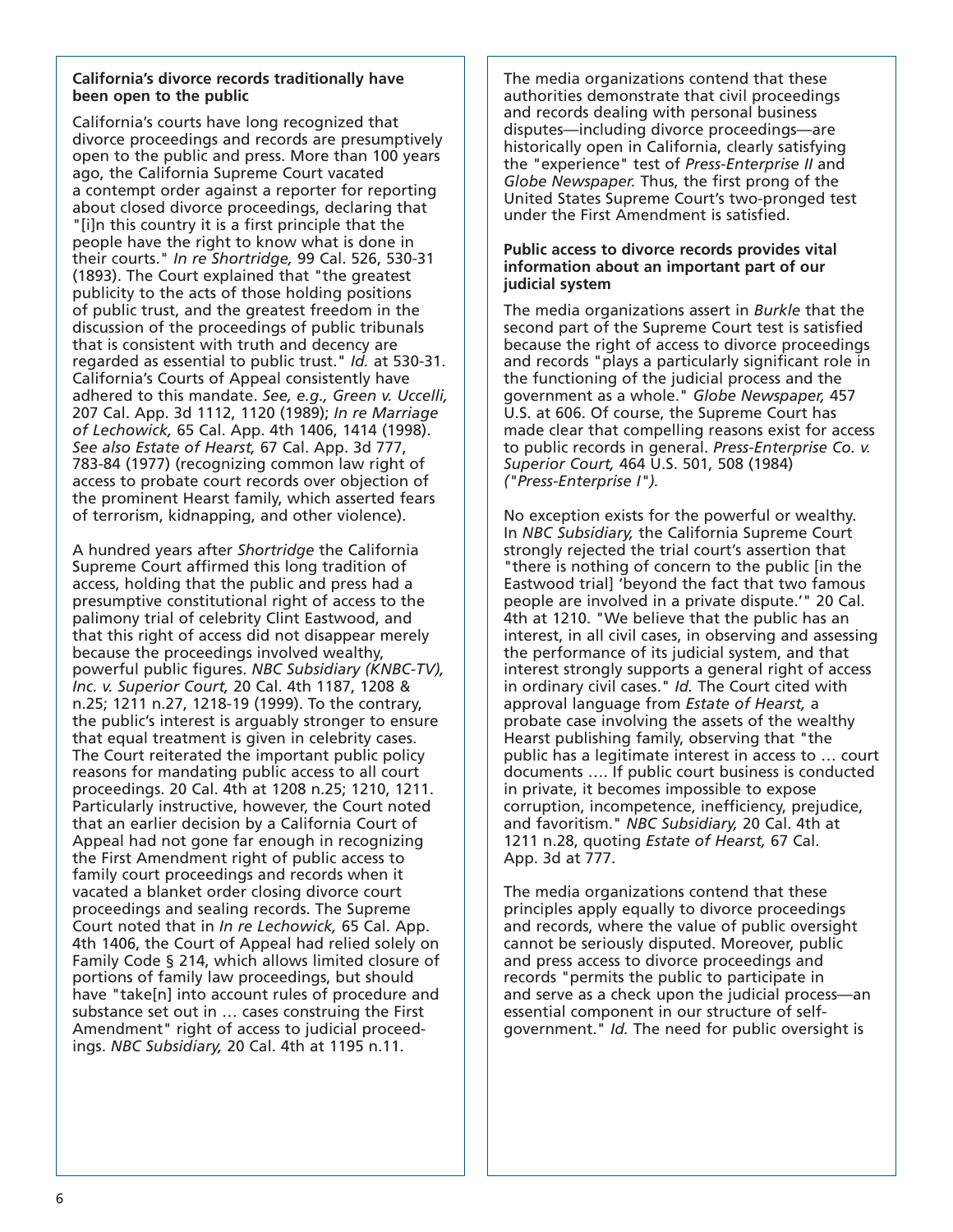**California's divorce records traditionally have been open to the public**

California's courts have long recognized that divorce proceedings and records are presumptively open to the public and press. More than 100 years ago, the California Supreme Court vacated a contempt order against a reporter for reporting about closed divorce proceedings, declaring that "[i]n this country it is a first principle that the people have the right to know what is done in their courts." *In re Shortridge,* 99 Cal. 526, 530-31 (1893). The Court explained that "the greatest publicity to the acts of those holding positions of public trust, and the greatest freedom in the discussion of the proceedings of public tribunals that is consistent with truth and decency are regarded as essential to public trust." *Id.* at 530-31. California's Courts of Appeal consistently have adhered to this mandate. *See, e.g., Green v. Uccelli,* 207 Cal. App. 3d 1112, 1120 (1989); *In re Marriage of Lechowick,* 65 Cal. App. 4th 1406, 1414 (1998). *See also Estate of Hearst,* 67 Cal. App. 3d 777, 783-84 (1977) (recognizing common law right of access to probate court records over objection of the prominent Hearst family, which asserted fears of terrorism, kidnapping, and other violence).

A hundred years after *Shortridge* the California Supreme Court affirmed this long tradition of access, holding that the public and press had a presumptive constitutional right of access to the palimony trial of celebrity Clint Eastwood, and that this right of access did not disappear merely because the proceedings involved wealthy, powerful public figures. *NBC Subsidiary (KNBC-TV), Inc. v. Superior Court,* 20 Cal. 4th 1187, 1208 & n.25; 1211 n.27, 1218-19 (1999). To the contrary, the public's interest is arguably stronger to ensure that equal treatment is given in celebrity cases. The Court reiterated the important public policy reasons for mandating public access to all court proceedings. 20 Cal. 4th at 1208 n.25; 1210, 1211. Particularly instructive, however, the Court noted that an earlier decision by a California Court of Appeal had not gone far enough in recognizing the First Amendment right of public access to family court proceedings and records when it vacated a blanket order closing divorce court proceedings and sealing records. The Supreme Court noted that in *In re Lechowick,* 65 Cal. App. 4th 1406, the Court of Appeal had relied solely on Family Code § 214, which allows limited closure of portions of family law proceedings, but should have "take[n] into account rules of procedure and substance set out in … cases construing the First Amendment" right of access to judicial proceedings. *NBC Subsidiary,* 20 Cal. 4th at 1195 n.11.

The media organizations contend that these authorities demonstrate that civil proceedings and records dealing with personal business disputes—including divorce proceedings—are historically open in California, clearly satisfying the "experience" test of *Press-Enterprise II* and *Globe Newspaper.* Thus, the first prong of the United States Supreme Court's two-pronged test under the First Amendment is satisfied.

**Public access to divorce records provides vital information about an important part of our judicial system**

The media organizations assert in *Burkle* that the second part of the Supreme Court test is satisfied because the right of access to divorce proceedings and records "plays a particularly significant role in the functioning of the judicial process and the government as a whole." *Globe Newspaper,* 457 U.S. at 606. Of course, the Supreme Court has made clear that compelling reasons exist for access to public records in general. *Press-Enterprise Co. v. Superior Court,* 464 U.S. 501, 508 (1984) *("Press-Enterprise I").*

No exception exists for the powerful or wealthy. In *NBC Subsidiary,* the California Supreme Court strongly rejected the trial court's assertion that "there is nothing of concern to the public [in the Eastwood trial] 'beyond the fact that two famous people are involved in a private dispute.'" 20 Cal. 4th at 1210. "We believe that the public has an interest, in all civil cases, in observing and assessing the performance of its judicial system, and that interest strongly supports a general right of access in ordinary civil cases." *Id.* The Court cited with approval language from *Estate of Hearst,* a probate case involving the assets of the wealthy Hearst publishing family, observing that "the public has a legitimate interest in access to … court documents …. If public court business is conducted in private, it becomes impossible to expose corruption, incompetence, inefficiency, prejudice, and favoritism." *NBC Subsidiary,* 20 Cal. 4th at 1211 n.28, quoting *Estate of Hearst,* 67 Cal. App. 3d at 777.

The media organizations contend that these principles apply equally to divorce proceedings and records, where the value of public oversight cannot be seriously disputed. Moreover, public and press access to divorce proceedings and records "permits the public to participate in and serve as a check upon the judicial process—an essential component in our structure of self-government." *Id.* The need for public oversight is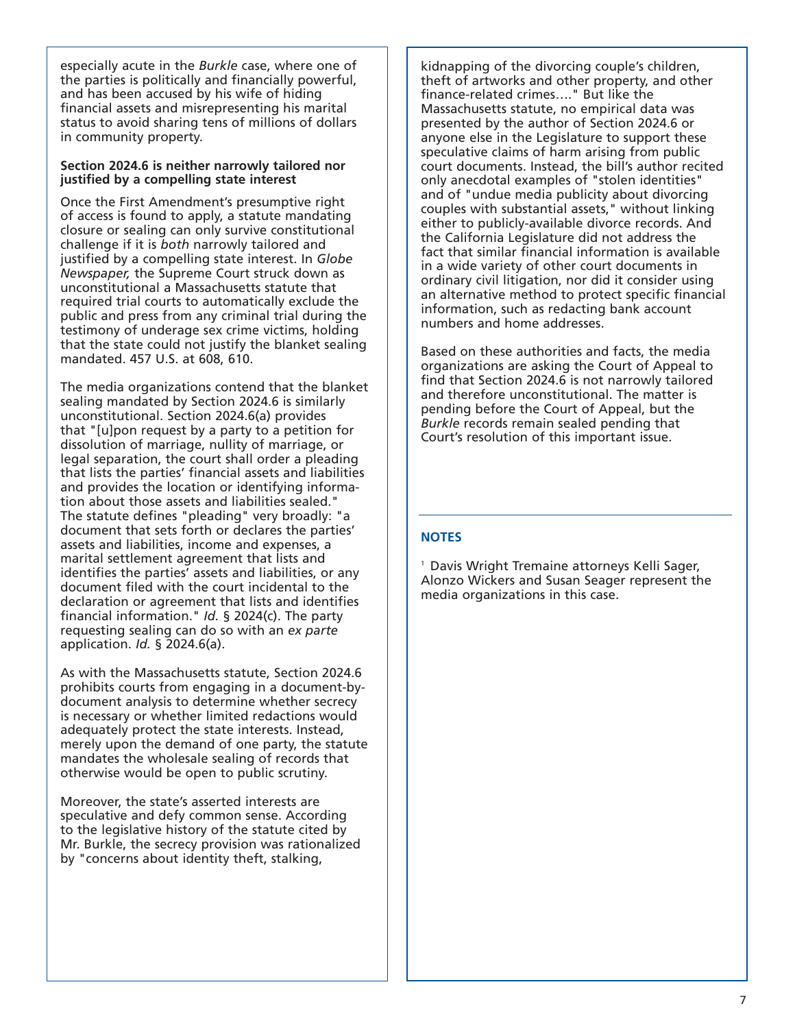especially acute in the *Burkle* case, where one of the parties is politically and financially powerful, and has been accused by his wife of hiding financial assets and misrepresenting his marital status to avoid sharing tens of millions of dollars in community property.

**Section 2024.6 is neither narrowly tailored nor justified by a compelling state interest**

Once the First Amendment's presumptive right of access is found to apply, a statute mandating closure or sealing can only survive constitutional challenge if it is *both* narrowly tailored and justified by a compelling state interest. In *Globe Newspaper,* the Supreme Court struck down as unconstitutional a Massachusetts statute that required trial courts to automatically exclude the public and press from any criminal trial during the testimony of underage sex crime victims, holding that the state could not justify the blanket sealing mandated. 457 U.S. at 608, 610.

The media organizations contend that the blanket sealing mandated by Section 2024.6 is similarly unconstitutional. Section 2024.6(a) provides that "[u]pon request by a party to a petition for dissolution of marriage, nullity of marriage, or legal separation, the court shall order a pleading that lists the parties' financial assets and liabilities and provides the location or identifying information about those assets and liabilities sealed." The statute defines "pleading" very broadly: "a document that sets forth or declares the parties' assets and liabilities, income and expenses, a marital settlement agreement that lists and identifies the parties' assets and liabilities, or any document filed with the court incidental to the declaration or agreement that lists and identifies financial information." *Id.* § 2024(c). The party requesting sealing can do so with an *ex parte* application. *Id.* § 2024.6(a).

As with the Massachusetts statute, Section 2024.6 prohibits courts from engaging in a document-by-document analysis to determine whether secrecy is necessary or whether limited redactions would adequately protect the state interests. Instead, merely upon the demand of one party, the statute mandates the wholesale sealing of records that otherwise would be open to public scrutiny.

Moreover, the state's asserted interests are speculative and defy common sense. According to the legislative history of the statute cited by Mr. Burkle, the secrecy provision was rationalized by "concerns about identity theft, stalking, kidnapping of the divorcing couple's children, theft of artworks and other property, and other finance-related crimes…." But like the Massachusetts statute, no empirical data was presented by the author of Section 2024.6 or anyone else in the Legislature to support these speculative claims of harm arising from public court documents. Instead, the bill's author recited only anecdotal examples of "stolen identities" and of "undue media publicity about divorcing couples with substantial assets," without linking either to publicly-available divorce records. And the California Legislature did not address the fact that similar financial information is available in a wide variety of other court documents in ordinary civil litigation, nor did it consider using an alternative method to protect specific financial information, such as redacting bank account numbers and home addresses.

Based on these authorities and facts, the media organizations are asking the Court of Appeal to find that Section 2024.6 is not narrowly tailored and therefore unconstitutional. The matter is pending before the Court of Appeal, but the *Burkle* records remain sealed pending that Court's resolution of this important issue.

## NOTES

[1] Davis Wright Tremaine attorneys Kelli Sager, Alonzo Wickers and Susan Seager represent the media organizations in this case.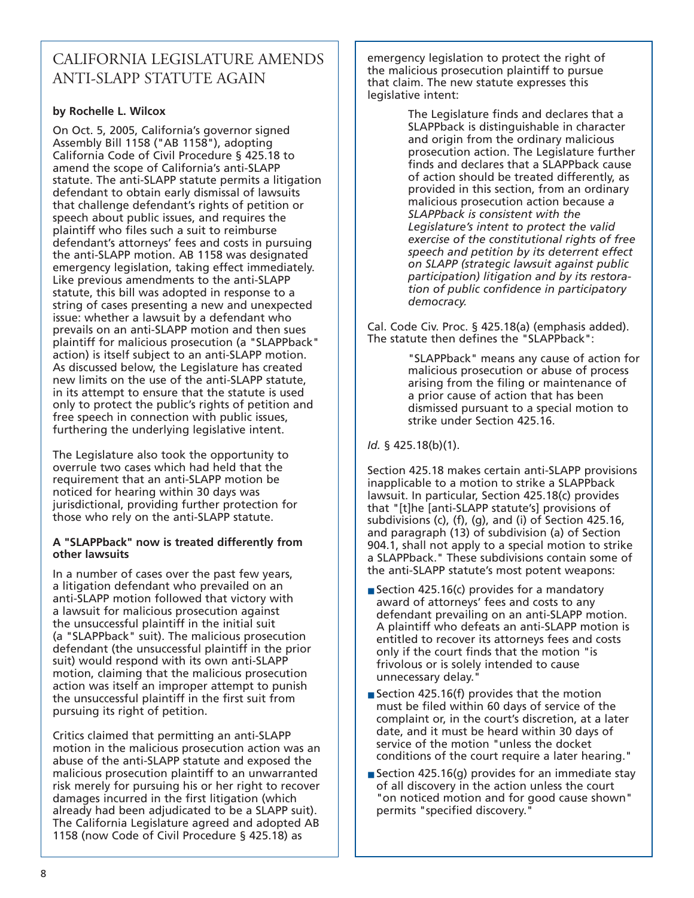# CALIFORNIA LEGISLATURE AMENDS ANTI-SLAPP STATUTE AGAIN

**by Rochelle L. Wilcox**

On Oct. 5, 2005, California's governor signed Assembly Bill 1158 ("AB 1158"), adopting California Code of Civil Procedure § 425.18 to amend the scope of California's anti-SLAPP statute. The anti-SLAPP statute permits a litigation defendant to obtain early dismissal of lawsuits that challenge defendant's rights of petition or speech about public issues, and requires the plaintiff who files such a suit to reimburse defendant's attorneys' fees and costs in pursuing the anti-SLAPP motion. AB 1158 was designated emergency legislation, taking effect immediately. Like previous amendments to the anti-SLAPP statute, this bill was adopted in response to a string of cases presenting a new and unexpected issue: whether a lawsuit by a defendant who prevails on an anti-SLAPP motion and then sues plaintiff for malicious prosecution (a "SLAPPback" action) is itself subject to an anti-SLAPP motion. As discussed below, the Legislature has created new limits on the use of the anti-SLAPP statute, in its attempt to ensure that the statute is used only to protect the public's rights of petition and free speech in connection with public issues, furthering the underlying legislative intent.

The Legislature also took the opportunity to overrule two cases which had held that the requirement that an anti-SLAPP motion be noticed for hearing within 30 days was jurisdictional, providing further protection for those who rely on the anti-SLAPP statute.

### A "SLAPPback" now is treated differently from other lawsuits

In a number of cases over the past few years, a litigation defendant who prevailed on an anti-SLAPP motion followed that victory with a lawsuit for malicious prosecution against the unsuccessful plaintiff in the initial suit (a "SLAPPback" suit). The malicious prosecution defendant (the unsuccessful plaintiff in the prior suit) would respond with its own anti-SLAPP motion, claiming that the malicious prosecution action was itself an improper attempt to punish the unsuccessful plaintiff in the first suit from pursuing its right of petition.

Critics claimed that permitting an anti-SLAPP motion in the malicious prosecution action was an abuse of the anti-SLAPP statute and exposed the malicious prosecution plaintiff to an unwarranted risk merely for pursuing his or her right to recover damages incurred in the first litigation (which already had been adjudicated to be a SLAPP suit). The California Legislature agreed and adopted AB 1158 (now Code of Civil Procedure § 425.18) as emergency legislation to protect the right of the malicious prosecution plaintiff to pursue that claim. The new statute expresses this legislative intent:

> The Legislature finds and declares that a SLAPPback is distinguishable in character and origin from the ordinary malicious prosecution action. The Legislature further finds and declares that a SLAPPback cause of action should be treated differently, as provided in this section, from an ordinary malicious prosecution action because *a SLAPPback is consistent with the Legislature's intent to protect the valid exercise of the constitutional rights of free speech and petition by its deterrent effect on SLAPP (strategic lawsuit against public participation) litigation and by its restoration of public confidence in participatory democracy.*

Cal. Code Civ. Proc. § 425.18(a) (emphasis added). The statute then defines the "SLAPPback":

> "SLAPPback" means any cause of action for malicious prosecution or abuse of process arising from the filing or maintenance of a prior cause of action that has been dismissed pursuant to a special motion to strike under Section 425.16.

*Id.* § 425.18(b)(1).

Section 425.18 makes certain anti-SLAPP provisions inapplicable to a motion to strike a SLAPPback lawsuit. In particular, Section 425.18(c) provides that "[t]he [anti-SLAPP statute's] provisions of subdivisions (c), (f), (g), and (i) of Section 425.16, and paragraph (13) of subdivision (a) of Section 904.1, shall not apply to a special motion to strike a SLAPPback." These subdivisions contain some of the anti-SLAPP statute's most potent weapons:

- Section 425.16(c) provides for a mandatory award of attorneys' fees and costs to any defendant prevailing on an anti-SLAPP motion. A plaintiff who defeats an anti-SLAPP motion is entitled to recover its attorneys fees and costs only if the court finds that the motion "is frivolous or is solely intended to cause unnecessary delay."
- Section 425.16(f) provides that the motion must be filed within 60 days of service of the complaint or, in the court's discretion, at a later date, and it must be heard within 30 days of service of the motion "unless the docket conditions of the court require a later hearing."
- Section 425.16(g) provides for an immediate stay of all discovery in the action unless the court "on noticed motion and for good cause shown" permits "specified discovery."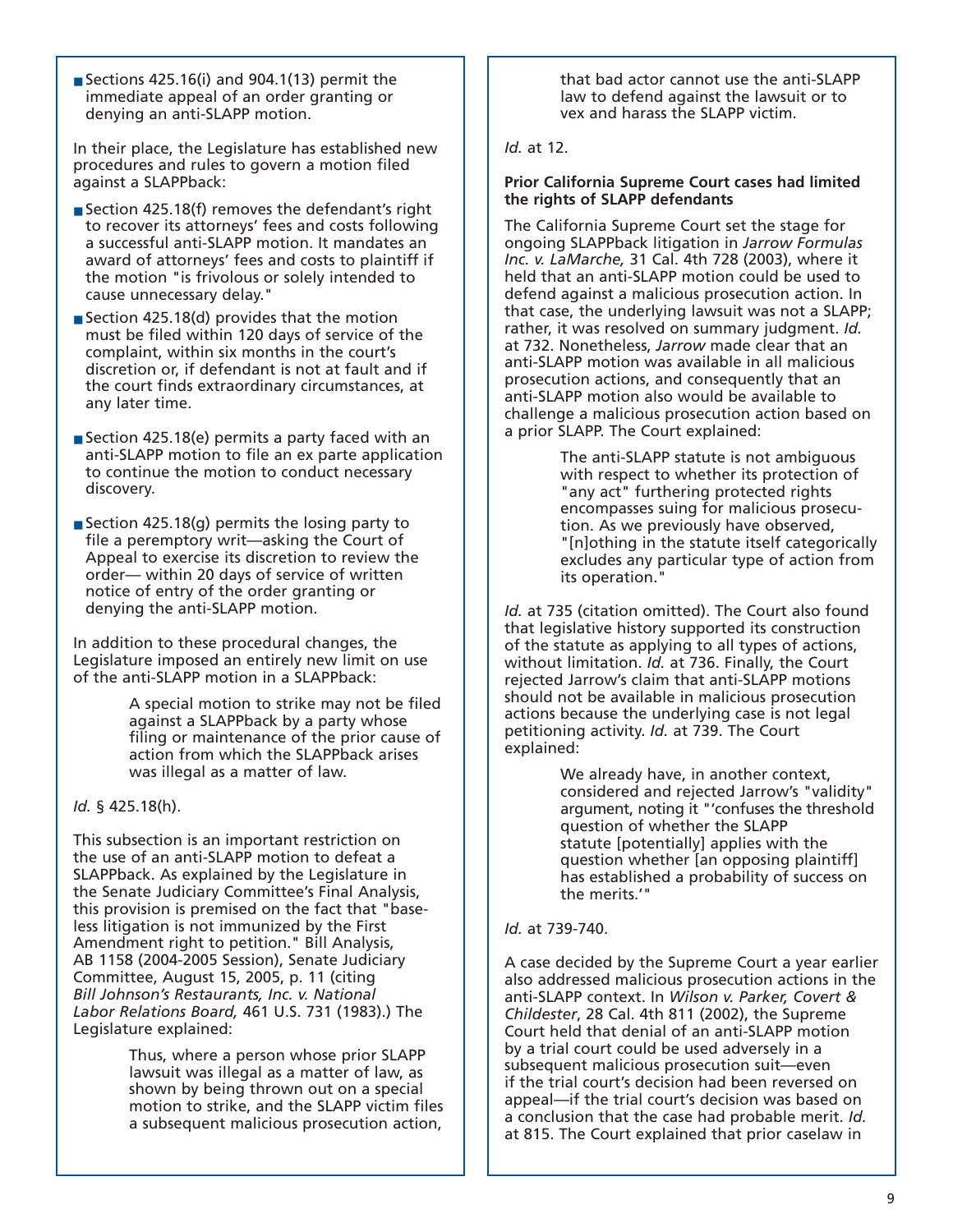- Sections 425.16(i) and 904.1(13) permit the immediate appeal of an order granting or denying an anti-SLAPP motion.

In their place, the Legislature has established new procedures and rules to govern a motion filed against a SLAPPback:

- Section 425.18(f) removes the defendant's right to recover its attorneys' fees and costs following a successful anti-SLAPP motion. It mandates an award of attorneys' fees and costs to plaintiff if the motion "is frivolous or solely intended to cause unnecessary delay."
- Section 425.18(d) provides that the motion must be filed within 120 days of service of the complaint, within six months in the court's discretion or, if defendant is not at fault and if the court finds extraordinary circumstances, at any later time.
- Section 425.18(e) permits a party faced with an anti-SLAPP motion to file an ex parte application to continue the motion to conduct necessary discovery.
- Section 425.18(g) permits the losing party to file a peremptory writ—asking the Court of Appeal to exercise its discretion to review the order— within 20 days of service of written notice of entry of the order granting or denying the anti-SLAPP motion.

In addition to these procedural changes, the Legislature imposed an entirely new limit on use of the anti-SLAPP motion in a SLAPPback:

> A special motion to strike may not be filed against a SLAPPback by a party whose filing or maintenance of the prior cause of action from which the SLAPPback arises was illegal as a matter of law.

*Id.* § 425.18(h).

This subsection is an important restriction on the use of an anti-SLAPP motion to defeat a SLAPPback. As explained by the Legislature in the Senate Judiciary Committee's Final Analysis, this provision is premised on the fact that "baseless litigation is not immunized by the First Amendment right to petition." Bill Analysis, AB 1158 (2004-2005 Session), Senate Judiciary Committee, August 15, 2005, p. 11 (citing *Bill Johnson's Restaurants, Inc. v. National Labor Relations Board,* 461 U.S. 731 (1983).) The Legislature explained:

> Thus, where a person whose prior SLAPP lawsuit was illegal as a matter of law, as shown by being thrown out on a special motion to strike, and the SLAPP victim files a subsequent malicious prosecution action, that bad actor cannot use the anti-SLAPP law to defend against the lawsuit or to vex and harass the SLAPP victim.

*Id.* at 12.

**Prior California Supreme Court cases had limited the rights of SLAPP defendants**

The California Supreme Court set the stage for ongoing SLAPPback litigation in *Jarrow Formulas Inc. v. LaMarche,* 31 Cal. 4th 728 (2003), where it held that an anti-SLAPP motion could be used to defend against a malicious prosecution action. In that case, the underlying lawsuit was not a SLAPP; rather, it was resolved on summary judgment. *Id.* at 732. Nonetheless, *Jarrow* made clear that an anti-SLAPP motion was available in all malicious prosecution actions, and consequently that an anti-SLAPP motion also would be available to challenge a malicious prosecution action based on a prior SLAPP. The Court explained:

> The anti-SLAPP statute is not ambiguous with respect to whether its protection of "any act" furthering protected rights encompasses suing for malicious prosecution. As we previously have observed, "[n]othing in the statute itself categorically excludes any particular type of action from its operation."

*Id.* at 735 (citation omitted). The Court also found that legislative history supported its construction of the statute as applying to all types of actions, without limitation. *Id.* at 736. Finally, the Court rejected Jarrow's claim that anti-SLAPP motions should not be available in malicious prosecution actions because the underlying case is not legal petitioning activity. *Id.* at 739. The Court explained:

> We already have, in another context, considered and rejected Jarrow's "validity" argument, noting it "'confuses the threshold question of whether the SLAPP statute [potentially] applies with the question whether [an opposing plaintiff] has established a probability of success on the merits.'"

*Id.* at 739-740.

A case decided by the Supreme Court a year earlier also addressed malicious prosecution actions in the anti-SLAPP context. In *Wilson v. Parker, Covert & Childester*, 28 Cal. 4th 811 (2002), the Supreme Court held that denial of an anti-SLAPP motion by a trial court could be used adversely in a subsequent malicious prosecution suit—even if the trial court's decision had been reversed on appeal—if the trial court's decision was based on a conclusion that the case had probable merit. *Id.* at 815. The Court explained that prior caselaw in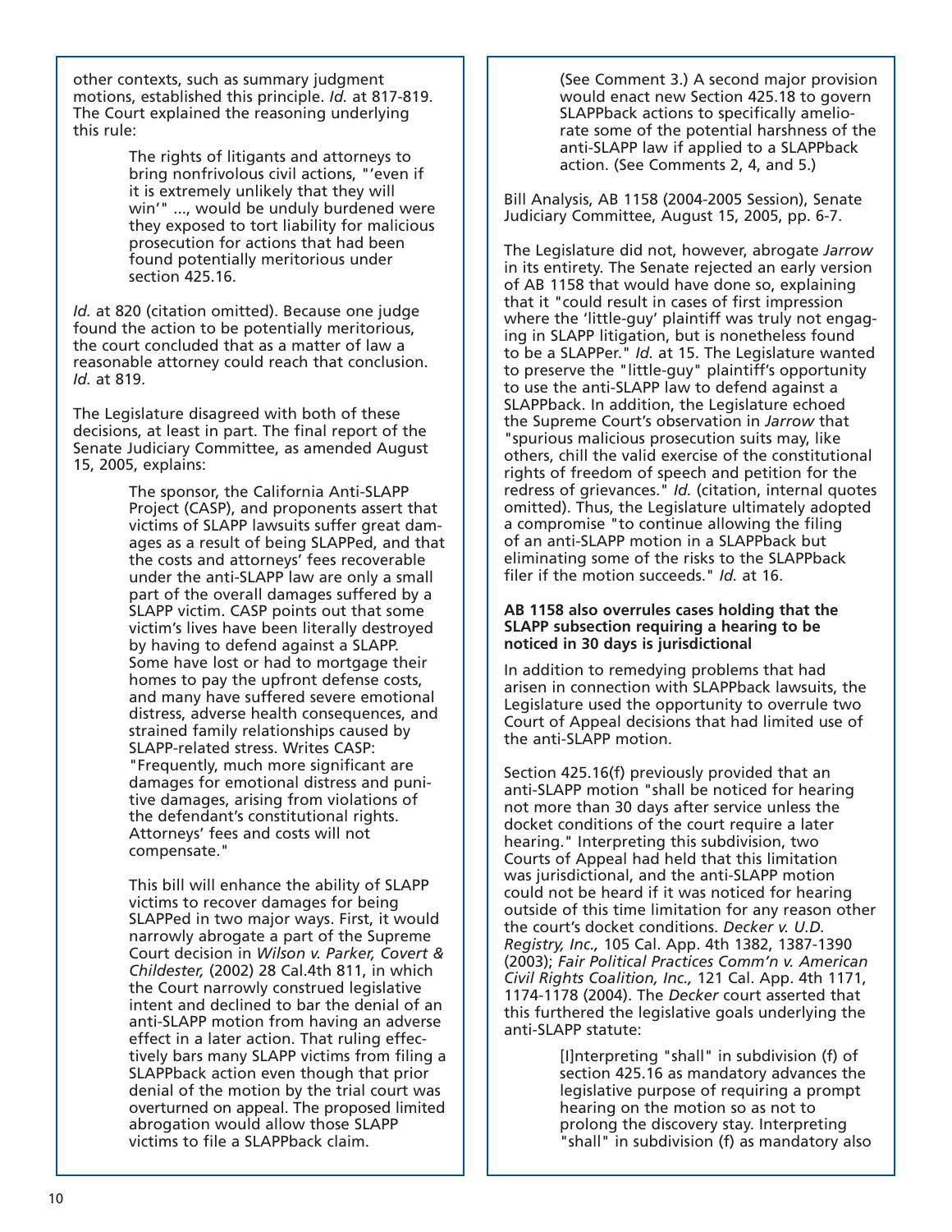other contexts, such as summary judgment motions, established this principle. *Id.* at 817-819. The Court explained the reasoning underlying this rule:

> The rights of litigants and attorneys to bring nonfrivolous civil actions, "'even if it is extremely unlikely that they will win'" ..., would be unduly burdened were they exposed to tort liability for malicious prosecution for actions that had been found potentially meritorious under section 425.16.

*Id.* at 820 (citation omitted). Because one judge found the action to be potentially meritorious, the court concluded that as a matter of law a reasonable attorney could reach that conclusion. *Id.* at 819.

The Legislature disagreed with both of these decisions, at least in part. The final report of the Senate Judiciary Committee, as amended August 15, 2005, explains:

> The sponsor, the California Anti-SLAPP Project (CASP), and proponents assert that victims of SLAPP lawsuits suffer great damages as a result of being SLAPPed, and that the costs and attorneys' fees recoverable under the anti-SLAPP law are only a small part of the overall damages suffered by a SLAPP victim. CASP points out that some victim's lives have been literally destroyed by having to defend against a SLAPP. Some have lost or had to mortgage their homes to pay the upfront defense costs, and many have suffered severe emotional distress, adverse health consequences, and strained family relationships caused by SLAPP-related stress. Writes CASP: "Frequently, much more significant are damages for emotional distress and punitive damages, arising from violations of the defendant's constitutional rights. Attorneys' fees and costs will not compensate."
>
> This bill will enhance the ability of SLAPP victims to recover damages for being SLAPPed in two major ways. First, it would narrowly abrogate a part of the Supreme Court decision in *Wilson v. Parker, Covert & Childester,* (2002) 28 Cal.4th 811, in which the Court narrowly construed legislative intent and declined to bar the denial of an anti-SLAPP motion from having an adverse effect in a later action. That ruling effectively bars many SLAPP victims from filing a SLAPPback action even though that prior denial of the motion by the trial court was overturned on appeal. The proposed limited abrogation would allow those SLAPP victims to file a SLAPPback claim. (See Comment 3.) A second major provision would enact new Section 425.18 to govern SLAPPback actions to specifically ameliorate some of the potential harshness of the anti-SLAPP law if applied to a SLAPPback action. (See Comments 2, 4, and 5.)

Bill Analysis, AB 1158 (2004-2005 Session), Senate Judiciary Committee, August 15, 2005, pp. 6-7.

The Legislature did not, however, abrogate *Jarrow* in its entirety. The Senate rejected an early version of AB 1158 that would have done so, explaining that it "could result in cases of first impression where the 'little-guy' plaintiff was truly not engaging in SLAPP litigation, but is nonetheless found to be a SLAPPer." *Id.* at 15. The Legislature wanted to preserve the "little-guy" plaintiff's opportunity to use the anti-SLAPP law to defend against a SLAPPback. In addition, the Legislature echoed the Supreme Court's observation in *Jarrow* that "spurious malicious prosecution suits may, like others, chill the valid exercise of the constitutional rights of freedom of speech and petition for the redress of grievances." *Id.* (citation, internal quotes omitted). Thus, the Legislature ultimately adopted a compromise "to continue allowing the filing of an anti-SLAPP motion in a SLAPPback but eliminating some of the risks to the SLAPPback filer if the motion succeeds." *Id.* at 16.

**AB 1158 also overrules cases holding that the SLAPP subsection requiring a hearing to be noticed in 30 days is jurisdictional**

In addition to remedying problems that had arisen in connection with SLAPPback lawsuits, the Legislature used the opportunity to overrule two Court of Appeal decisions that had limited use of the anti-SLAPP motion.

Section 425.16(f) previously provided that an anti-SLAPP motion "shall be noticed for hearing not more than 30 days after service unless the docket conditions of the court require a later hearing." Interpreting this subdivision, two Courts of Appeal had held that this limitation was jurisdictional, and the anti-SLAPP motion could not be heard if it was noticed for hearing outside of this time limitation for any reason other the court's docket conditions. *Decker v. U.D. Registry, Inc.,* 105 Cal. App. 4th 1382, 1387-1390 (2003); *Fair Political Practices Comm'n v. American Civil Rights Coalition, Inc.,* 121 Cal. App. 4th 1171, 1174-1178 (2004). The *Decker* court asserted that this furthered the legislative goals underlying the anti-SLAPP statute:

> [I]nterpreting "shall" in subdivision (f) of section 425.16 as mandatory advances the legislative purpose of requiring a prompt hearing on the motion so as not to prolong the discovery stay. Interpreting "shall" in subdivision (f) as mandatory also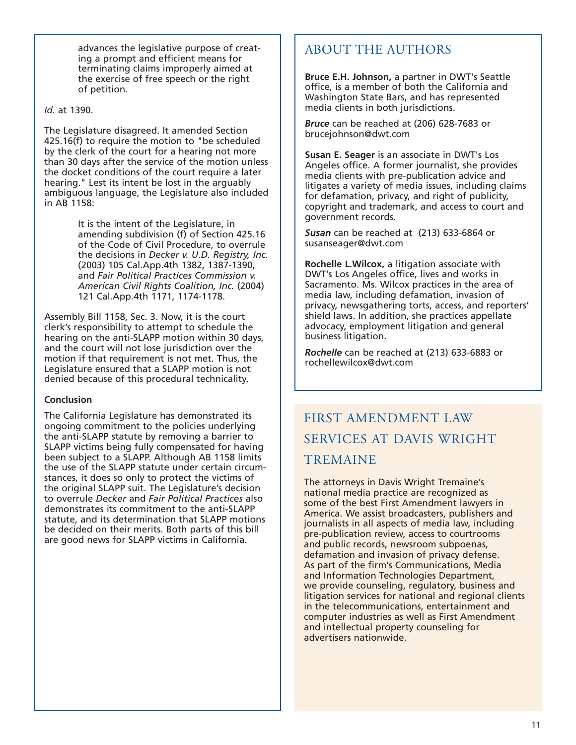> advances the legislative purpose of creating a prompt and efficient means for terminating claims improperly aimed at the exercise of free speech or the right of petition.

*Id.* at 1390.

The Legislature disagreed. It amended Section 425.16(f) to require the motion to "be scheduled by the clerk of the court for a hearing not more than 30 days after the service of the motion unless the docket conditions of the court require a later hearing." Lest its intent be lost in the arguably ambiguous language, the Legislature also included in AB 1158:

> It is the intent of the Legislature, in amending subdivision (f) of Section 425.16 of the Code of Civil Procedure, to overrule the decisions in *Decker v. U.D. Registry, Inc.* (2003) 105 Cal.App.4th 1382, 1387-1390, and *Fair Political Practices Commission v. American Civil Rights Coalition, Inc.* (2004) 121 Cal.App.4th 1171, 1174-1178.

Assembly Bill 1158, Sec. 3. Now, it is the court clerk's responsibility to attempt to schedule the hearing on the anti-SLAPP motion within 30 days, and the court will not lose jurisdiction over the motion if that requirement is not met. Thus, the Legislature ensured that a SLAPP motion is not denied because of this procedural technicality.

**Conclusion**

The California Legislature has demonstrated its ongoing commitment to the policies underlying the anti-SLAPP statute by removing a barrier to SLAPP victims being fully compensated for having been subject to a SLAPP. Although AB 1158 limits the use of the SLAPP statute under certain circumstances, it does so only to protect the victims of the original SLAPP suit. The Legislature's decision to overrule *Decker* and *Fair Political Practices* also demonstrates its commitment to the anti-SLAPP statute, and its determination that SLAPP motions be decided on their merits. Both parts of this bill are good news for SLAPP victims in California.

## ABOUT THE AUTHORS

**Bruce E.H. Johnson,** a partner in DWT's Seattle office, is a member of both the California and Washington State Bars, and has represented media clients in both jurisdictions.

***Bruce*** can be reached at (206) 628-7683 or brucejohnson@dwt.com

**Susan E. Seager** is an associate in DWT's Los Angeles office. A former journalist, she provides media clients with pre-publication advice and litigates a variety of media issues, including claims for defamation, privacy, and right of publicity, copyright and trademark, and access to court and government records.

***Susan*** can be reached at (213) 633-6864 or susanseager@dwt.com

**Rochelle L.Wilcox,** a litigation associate with DWT's Los Angeles office, lives and works in Sacramento. Ms. Wilcox practices in the area of media law, including defamation, invasion of privacy, newsgathering torts, access, and reporters' shield laws. In addition, she practices appellate advocacy, employment litigation and general business litigation.

***Rochelle*** can be reached at (213) 633-6883 or rochellewilcox@dwt.com

## FIRST AMENDMENT LAW SERVICES AT DAVIS WRIGHT TREMAINE

The attorneys in Davis Wright Tremaine's national media practice are recognized as some of the best First Amendment lawyers in America. We assist broadcasters, publishers and journalists in all aspects of media law, including pre-publication review, access to courtrooms and public records, newsroom subpoenas, defamation and invasion of privacy defense. As part of the firm's Communications, Media and Information Technologies Department, we provide counseling, regulatory, business and litigation services for national and regional clients in the telecommunications, entertainment and computer industries as well as First Amendment and intellectual property counseling for advertisers nationwide.